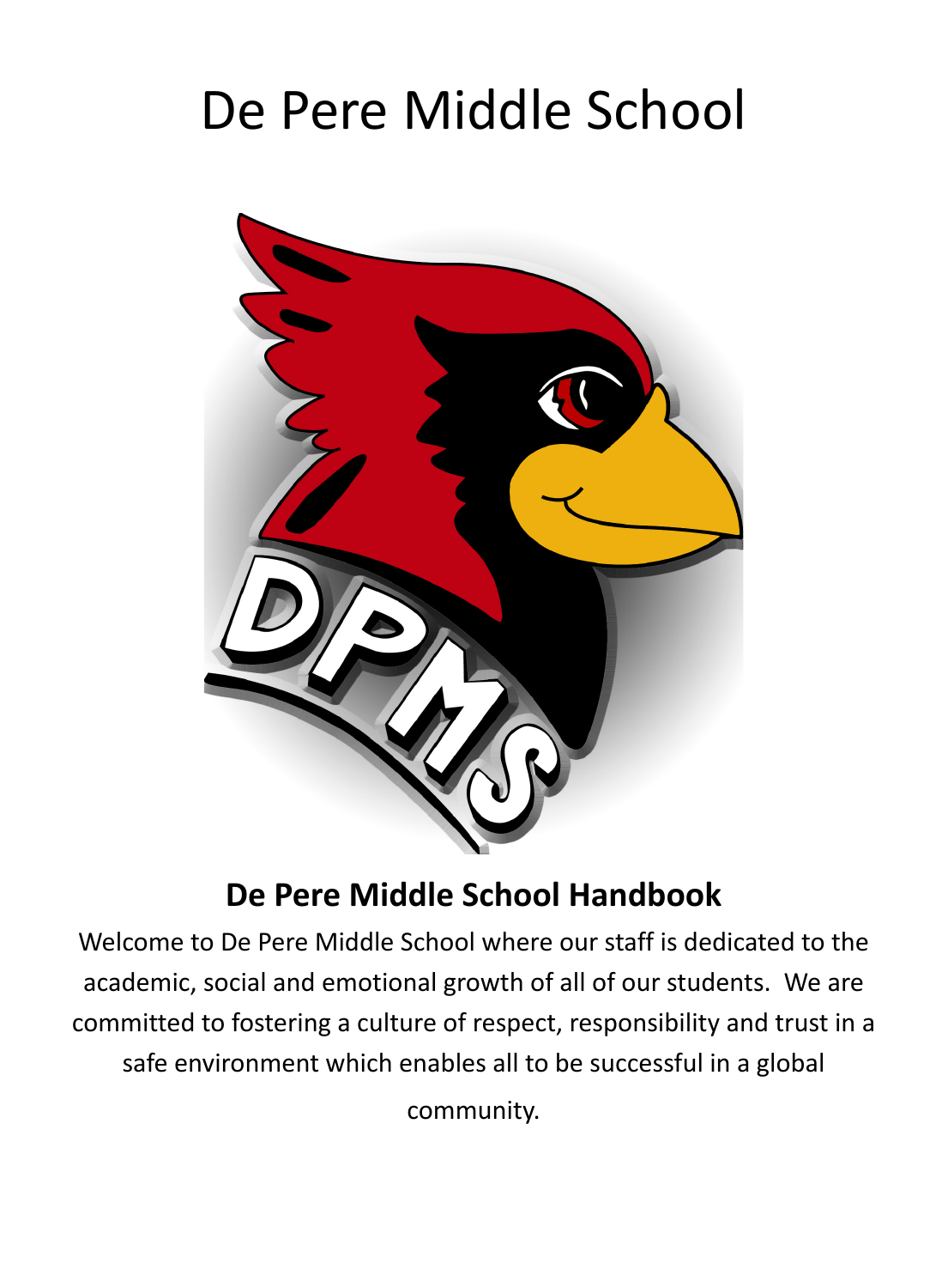# De Pere Middle School

**De Pere Middle School Handbook**

Welcome to De Pere Middle School where our staff is dedicated to the academic, social and emotional growth of all of our students. We are committed to fostering a culture of respect, responsibility and trust in a safe environment which enables all to be successful in a global community.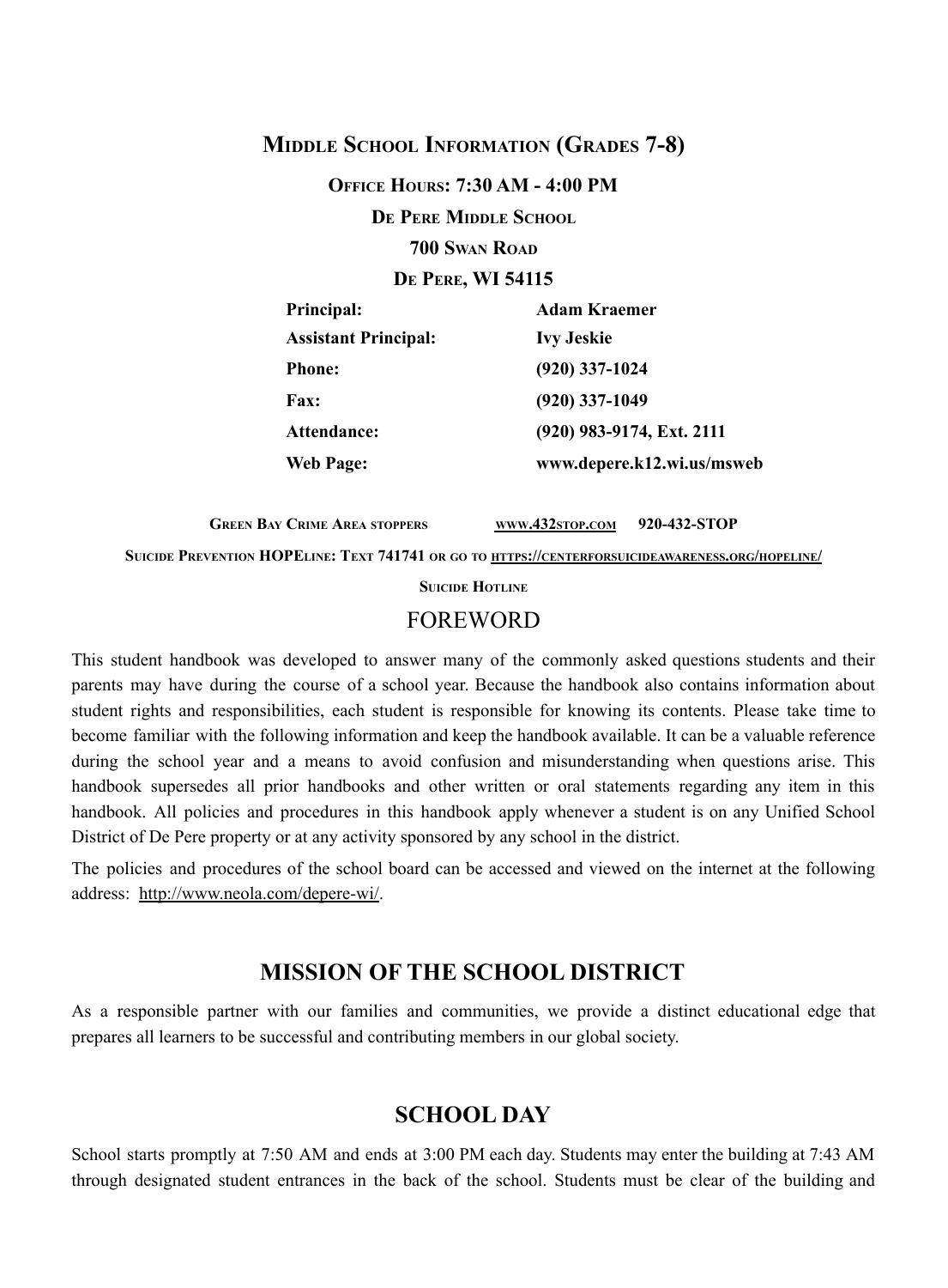## Middle School Information (Grades 7-8)

**Office Hours: 7:30 AM - 4:00 PM**

**De Pere Middle School**

**700 Swan Road**

**De Pere, WI 54115**

| | |
|---|---|
| **Principal:** | **Adam Kraemer** |
| **Assistant Principal:** | **Ivy Jeskie** |
| **Phone:** | **(920) 337-1024** |
| **Fax:** | **(920) 337-1049** |
| **Attendance:** | **(920) 983-9174, Ext. 2111** |
| **Web Page:** | **www.depere.k12.wi.us/msweb** |

**Green Bay Crime Area stoppers** www.432stop.com **920-432-STOP**

**Suicide Prevention HOPELine: Text 741741 or go to** https://centerforsuicideawareness.org/hopeline/

**Suicide Hotline**

## FOREWORD

This student handbook was developed to answer many of the commonly asked questions students and their parents may have during the course of a school year. Because the handbook also contains information about student rights and responsibilities, each student is responsible for knowing its contents. Please take time to become familiar with the following information and keep the handbook available. It can be a valuable reference during the school year and a means to avoid confusion and misunderstanding when questions arise. This handbook supersedes all prior handbooks and other written or oral statements regarding any item in this handbook. All policies and procedures in this handbook apply whenever a student is on any Unified School District of De Pere property or at any activity sponsored by any school in the district.

The policies and procedures of the school board can be accessed and viewed on the internet at the following address: http://www.neola.com/depere-wi/.

## MISSION OF THE SCHOOL DISTRICT

As a responsible partner with our families and communities, we provide a distinct educational edge that prepares all learners to be successful and contributing members in our global society.

## SCHOOL DAY

School starts promptly at 7:50 AM and ends at 3:00 PM each day. Students may enter the building at 7:43 AM through designated student entrances in the back of the school. Students must be clear of the building and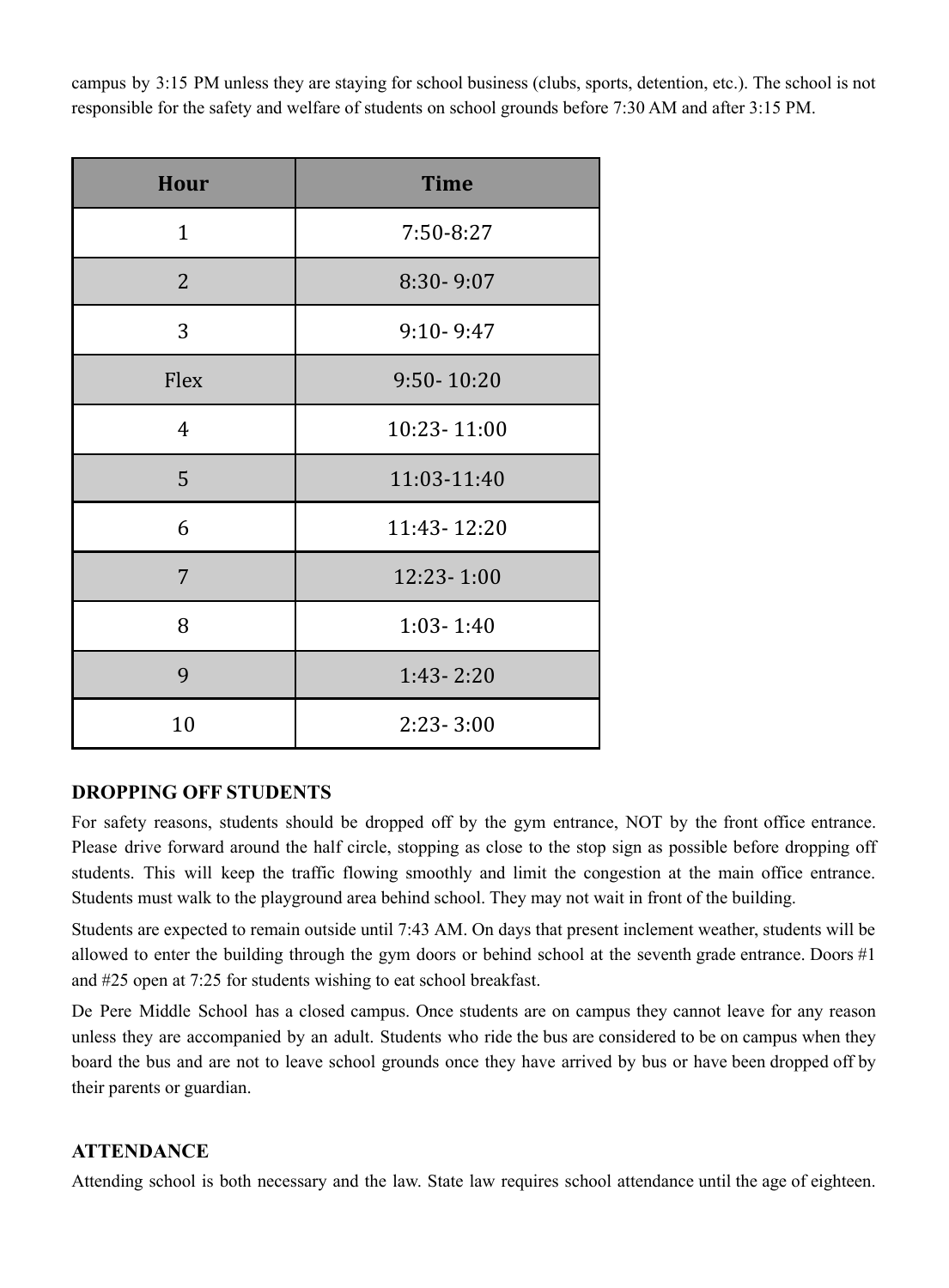campus by 3:15 PM unless they are staying for school business (clubs, sports, detention, etc.). The school is not responsible for the safety and welfare of students on school grounds before 7:30 AM and after 3:15 PM.

| Hour | Time |
|---|---|
| 1 | 7:50-8:27 |
| 2 | 8:30- 9:07 |
| 3 | 9:10- 9:47 |
| Flex | 9:50- 10:20 |
| 4 | 10:23- 11:00 |
| 5 | 11:03-11:40 |
| 6 | 11:43- 12:20 |
| 7 | 12:23- 1:00 |
| 8 | 1:03- 1:40 |
| 9 | 1:43- 2:20 |
| 10 | 2:23- 3:00 |

## DROPPING OFF STUDENTS

For safety reasons, students should be dropped off by the gym entrance, NOT by the front office entrance. Please drive forward around the half circle, stopping as close to the stop sign as possible before dropping off students. This will keep the traffic flowing smoothly and limit the congestion at the main office entrance. Students must walk to the playground area behind school. They may not wait in front of the building.

Students are expected to remain outside until 7:43 AM. On days that present inclement weather, students will be allowed to enter the building through the gym doors or behind school at the seventh grade entrance. Doors #1 and #25 open at 7:25 for students wishing to eat school breakfast.

De Pere Middle School has a closed campus. Once students are on campus they cannot leave for any reason unless they are accompanied by an adult. Students who ride the bus are considered to be on campus when they board the bus and are not to leave school grounds once they have arrived by bus or have been dropped off by their parents or guardian.

## ATTENDANCE

Attending school is both necessary and the law. State law requires school attendance until the age of eighteen.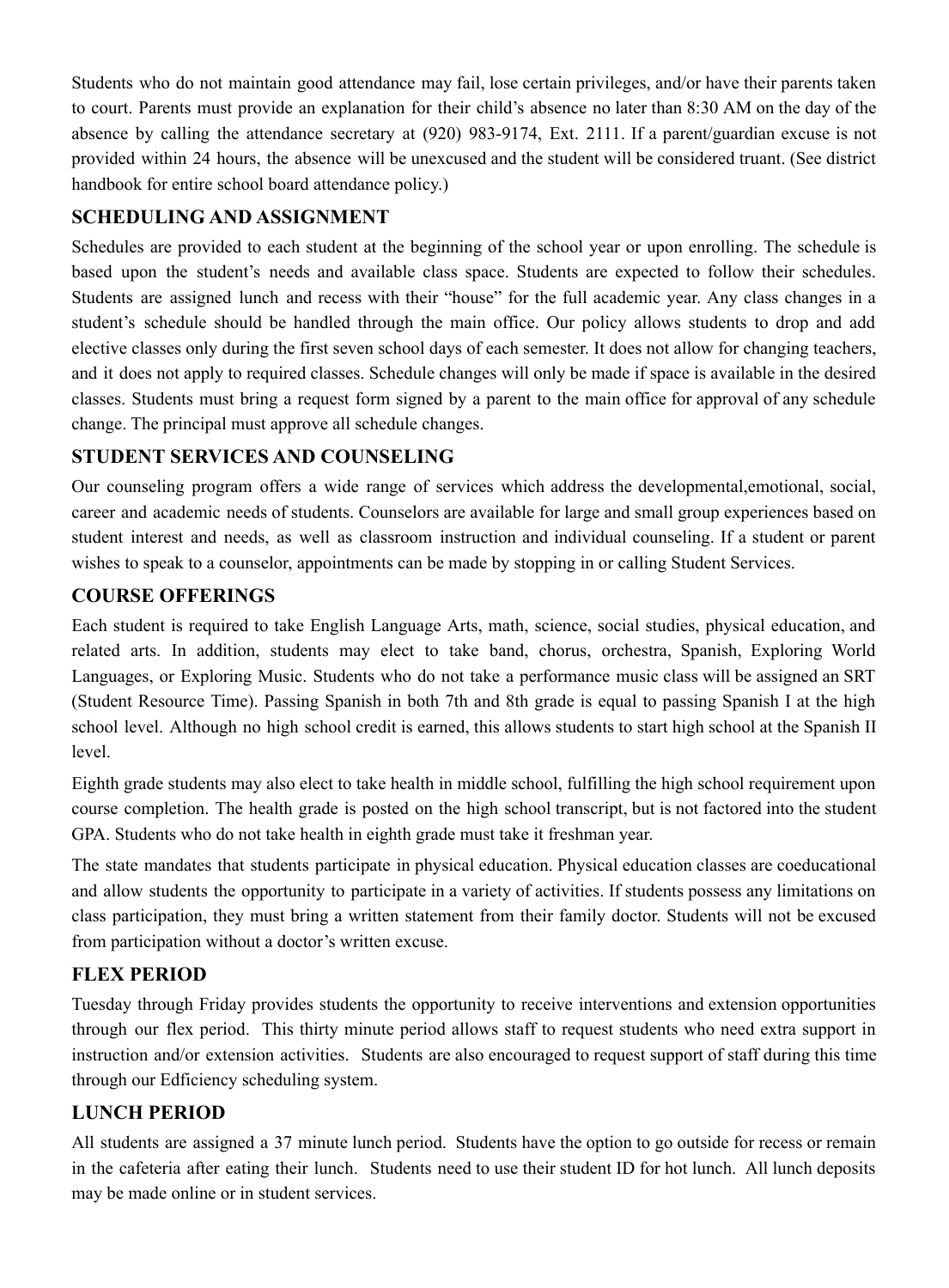Students who do not maintain good attendance may fail, lose certain privileges, and/or have their parents taken to court. Parents must provide an explanation for their child's absence no later than 8:30 AM on the day of the absence by calling the attendance secretary at (920) 983-9174, Ext. 2111. If a parent/guardian excuse is not provided within 24 hours, the absence will be unexcused and the student will be considered truant. (See district handbook for entire school board attendance policy.)

## SCHEDULING AND ASSIGNMENT

Schedules are provided to each student at the beginning of the school year or upon enrolling. The schedule is based upon the student's needs and available class space. Students are expected to follow their schedules. Students are assigned lunch and recess with their "house" for the full academic year. Any class changes in a student's schedule should be handled through the main office. Our policy allows students to drop and add elective classes only during the first seven school days of each semester. It does not allow for changing teachers, and it does not apply to required classes. Schedule changes will only be made if space is available in the desired classes. Students must bring a request form signed by a parent to the main office for approval of any schedule change. The principal must approve all schedule changes.

## STUDENT SERVICES AND COUNSELING

Our counseling program offers a wide range of services which address the developmental,emotional, social, career and academic needs of students. Counselors are available for large and small group experiences based on student interest and needs, as well as classroom instruction and individual counseling. If a student or parent wishes to speak to a counselor, appointments can be made by stopping in or calling Student Services.

## COURSE OFFERINGS

Each student is required to take English Language Arts, math, science, social studies, physical education, and related arts. In addition, students may elect to take band, chorus, orchestra, Spanish, Exploring World Languages, or Exploring Music. Students who do not take a performance music class will be assigned an SRT (Student Resource Time). Passing Spanish in both 7th and 8th grade is equal to passing Spanish I at the high school level. Although no high school credit is earned, this allows students to start high school at the Spanish II level.

Eighth grade students may also elect to take health in middle school, fulfilling the high school requirement upon course completion. The health grade is posted on the high school transcript, but is not factored into the student GPA. Students who do not take health in eighth grade must take it freshman year.

The state mandates that students participate in physical education. Physical education classes are coeducational and allow students the opportunity to participate in a variety of activities. If students possess any limitations on class participation, they must bring a written statement from their family doctor. Students will not be excused from participation without a doctor's written excuse.

## FLEX PERIOD

Tuesday through Friday provides students the opportunity to receive interventions and extension opportunities through our flex period. This thirty minute period allows staff to request students who need extra support in instruction and/or extension activities. Students are also encouraged to request support of staff during this time through our Edficiency scheduling system.

## LUNCH PERIOD

All students are assigned a 37 minute lunch period. Students have the option to go outside for recess or remain in the cafeteria after eating their lunch. Students need to use their student ID for hot lunch. All lunch deposits may be made online or in student services.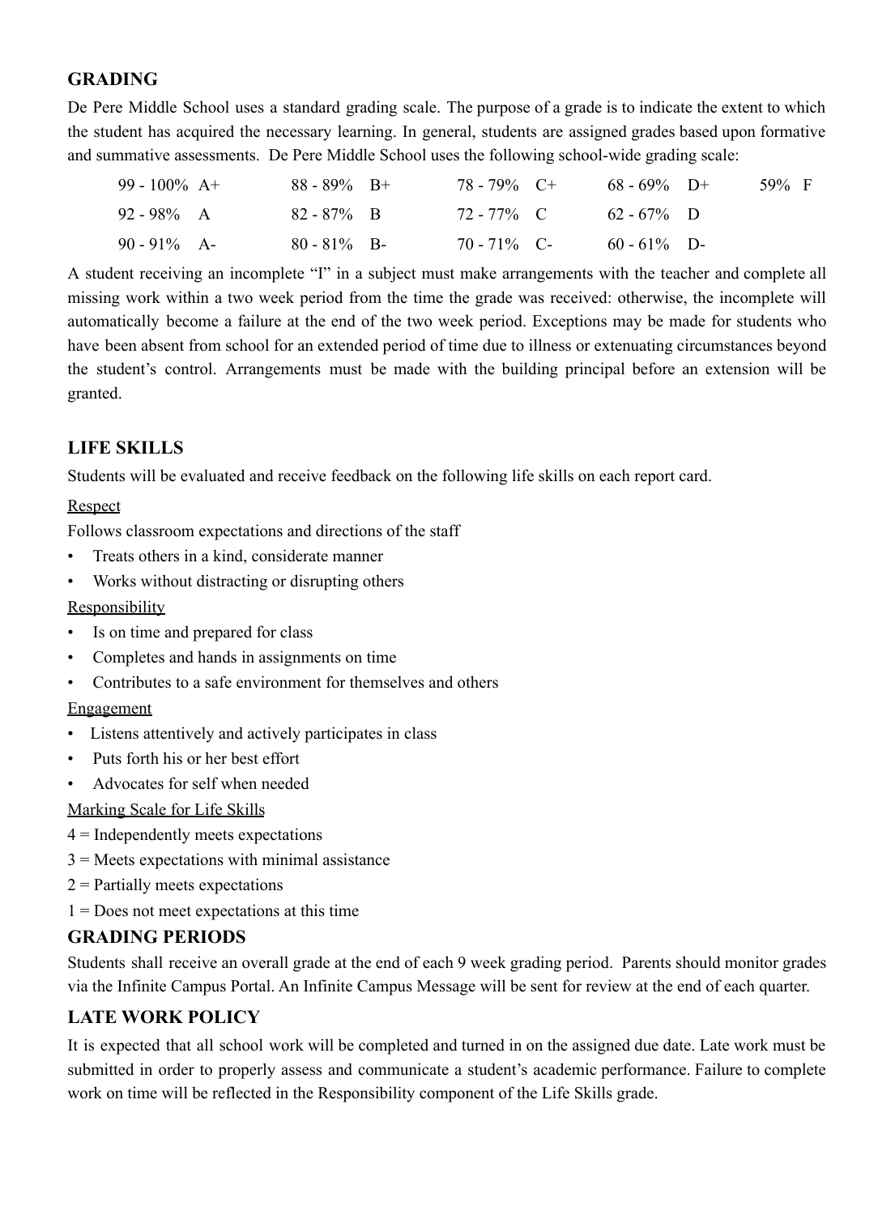## GRADING

De Pere Middle School uses a standard grading scale. The purpose of a grade is to indicate the extent to which the student has acquired the necessary learning. In general, students are assigned grades based upon formative and summative assessments. De Pere Middle School uses the following school-wide grading scale:

| | | | | | | | | | |
|---|---|---|---|---|---|---|---|---|---|
| 99 - 100% | A+ | 88 - 89% | B+ | 78 - 79% | C+ | 68 - 69% | D+ | 59% | F |
| 92 - 98% | A | 82 - 87% | B | 72 - 77% | C | 62 - 67% | D | | |
| 90 - 91% | A- | 80 - 81% | B- | 70 - 71% | C- | 60 - 61% | D- | | |

A student receiving an incomplete "I" in a subject must make arrangements with the teacher and complete all missing work within a two week period from the time the grade was received: otherwise, the incomplete will automatically become a failure at the end of the two week period. Exceptions may be made for students who have been absent from school for an extended period of time due to illness or extenuating circumstances beyond the student's control. Arrangements must be made with the building principal before an extension will be granted.

## LIFE SKILLS

Students will be evaluated and receive feedback on the following life skills on each report card.

Respect

Follows classroom expectations and directions of the staff

- Treats others in a kind, considerate manner
- Works without distracting or disrupting others

Responsibility

- Is on time and prepared for class
- Completes and hands in assignments on time
- Contributes to a safe environment for themselves and others

Engagement

- Listens attentively and actively participates in class
- Puts forth his or her best effort
- Advocates for self when needed

Marking Scale for Life Skills

4 = Independently meets expectations

3 = Meets expectations with minimal assistance

2 = Partially meets expectations

1 = Does not meet expectations at this time

## GRADING PERIODS

Students shall receive an overall grade at the end of each 9 week grading period. Parents should monitor grades via the Infinite Campus Portal. An Infinite Campus Message will be sent for review at the end of each quarter.

## LATE WORK POLICY

It is expected that all school work will be completed and turned in on the assigned due date. Late work must be submitted in order to properly assess and communicate a student's academic performance. Failure to complete work on time will be reflected in the Responsibility component of the Life Skills grade.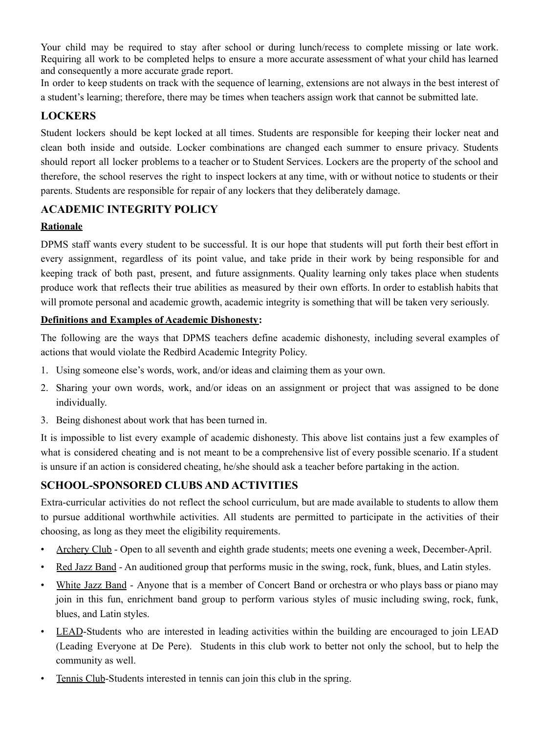Your child may be required to stay after school or during lunch/recess to complete missing or late work. Requiring all work to be completed helps to ensure a more accurate assessment of what your child has learned and consequently a more accurate grade report.

In order to keep students on track with the sequence of learning, extensions are not always in the best interest of a student's learning; therefore, there may be times when teachers assign work that cannot be submitted late.

## LOCKERS

Student lockers should be kept locked at all times. Students are responsible for keeping their locker neat and clean both inside and outside. Locker combinations are changed each summer to ensure privacy. Students should report all locker problems to a teacher or to Student Services. Lockers are the property of the school and therefore, the school reserves the right to inspect lockers at any time, with or without notice to students or their parents. Students are responsible for repair of any lockers that they deliberately damage.

## ACADEMIC INTEGRITY POLICY

**Rationale**

DPMS staff wants every student to be successful. It is our hope that students will put forth their best effort in every assignment, regardless of its point value, and take pride in their work by being responsible for and keeping track of both past, present, and future assignments. Quality learning only takes place when students produce work that reflects their true abilities as measured by their own efforts. In order to establish habits that will promote personal and academic growth, academic integrity is something that will be taken very seriously.

**Definitions and Examples of Academic Dishonesty:**

The following are the ways that DPMS teachers define academic dishonesty, including several examples of actions that would violate the Redbird Academic Integrity Policy.

1. Using someone else's words, work, and/or ideas and claiming them as your own.
2. Sharing your own words, work, and/or ideas on an assignment or project that was assigned to be done individually.
3. Being dishonest about work that has been turned in.

It is impossible to list every example of academic dishonesty. This above list contains just a few examples of what is considered cheating and is not meant to be a comprehensive list of every possible scenario. If a student is unsure if an action is considered cheating, he/she should ask a teacher before partaking in the action.

## SCHOOL-SPONSORED CLUBS AND ACTIVITIES

Extra-curricular activities do not reflect the school curriculum, but are made available to students to allow them to pursue additional worthwhile activities. All students are permitted to participate in the activities of their choosing, as long as they meet the eligibility requirements.

- Archery Club - Open to all seventh and eighth grade students; meets one evening a week, December-April.
- Red Jazz Band - An auditioned group that performs music in the swing, rock, funk, blues, and Latin styles.
- White Jazz Band - Anyone that is a member of Concert Band or orchestra or who plays bass or piano may join in this fun, enrichment band group to perform various styles of music including swing, rock, funk, blues, and Latin styles.
- LEAD-Students who are interested in leading activities within the building are encouraged to join LEAD (Leading Everyone at De Pere). Students in this club work to better not only the school, but to help the community as well.
- Tennis Club-Students interested in tennis can join this club in the spring.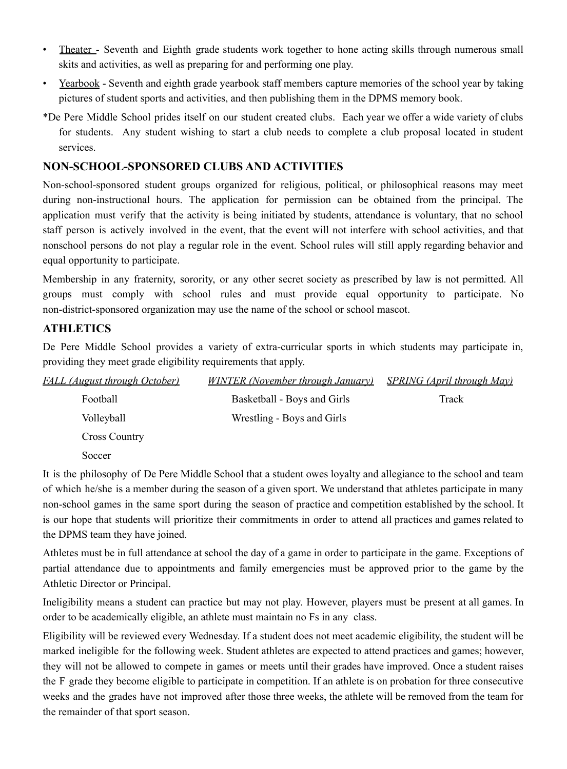- Theater - Seventh and Eighth grade students work together to hone acting skills through numerous small skits and activities, as well as preparing for and performing one play.
- Yearbook - Seventh and eighth grade yearbook staff members capture memories of the school year by taking pictures of student sports and activities, and then publishing them in the DPMS memory book.

*De Pere Middle School prides itself on our student created clubs. Each year we offer a wide variety of clubs for students. Any student wishing to start a club needs to complete a club proposal located in student services.

## NON-SCHOOL-SPONSORED CLUBS AND ACTIVITIES

Non-school-sponsored student groups organized for religious, political, or philosophical reasons may meet during non-instructional hours. The application for permission can be obtained from the principal. The application must verify that the activity is being initiated by students, attendance is voluntary, that no school staff person is actively involved in the event, that the event will not interfere with school activities, and that nonschool persons do not play a regular role in the event. School rules will still apply regarding behavior and equal opportunity to participate.

Membership in any fraternity, sorority, or any other secret society as prescribed by law is not permitted. All groups must comply with school rules and must provide equal opportunity to participate. No non-district-sponsored organization may use the name of the school or school mascot.

## ATHLETICS

De Pere Middle School provides a variety of extra-curricular sports in which students may participate in, providing they meet grade eligibility requirements that apply.

| *FALL (August through October)* | *WINTER (November through January)* | *SPRING (April through May)* |
|---|---|---|
| Football | Basketball - Boys and Girls | Track |
| Volleyball | Wrestling - Boys and Girls | |
| Cross Country | | |
| Soccer | | |

It is the philosophy of De Pere Middle School that a student owes loyalty and allegiance to the school and team of which he/she is a member during the season of a given sport. We understand that athletes participate in many non-school games in the same sport during the season of practice and competition established by the school. It is our hope that students will prioritize their commitments in order to attend all practices and games related to the DPMS team they have joined.

Athletes must be in full attendance at school the day of a game in order to participate in the game. Exceptions of partial attendance due to appointments and family emergencies must be approved prior to the game by the Athletic Director or Principal.

Ineligibility means a student can practice but may not play. However, players must be present at all games. In order to be academically eligible, an athlete must maintain no Fs in any class.

Eligibility will be reviewed every Wednesday. If a student does not meet academic eligibility, the student will be marked ineligible for the following week. Student athletes are expected to attend practices and games; however, they will not be allowed to compete in games or meets until their grades have improved. Once a student raises the F grade they become eligible to participate in competition. If an athlete is on probation for three consecutive weeks and the grades have not improved after those three weeks, the athlete will be removed from the team for the remainder of that sport season.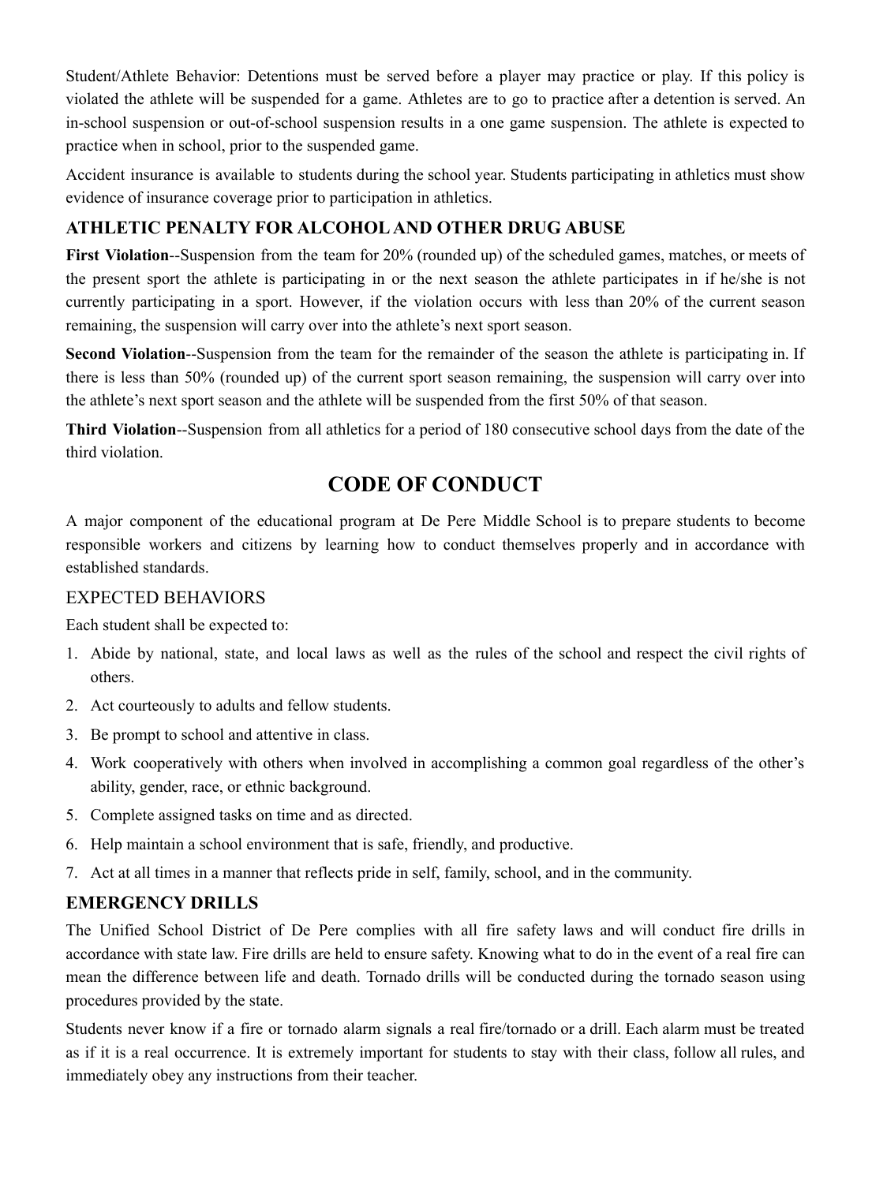Student/Athlete Behavior: Detentions must be served before a player may practice or play. If this policy is violated the athlete will be suspended for a game. Athletes are to go to practice after a detention is served. An in-school suspension or out-of-school suspension results in a one game suspension. The athlete is expected to practice when in school, prior to the suspended game.

Accident insurance is available to students during the school year. Students participating in athletics must show evidence of insurance coverage prior to participation in athletics.

### ATHLETIC PENALTY FOR ALCOHOL AND OTHER DRUG ABUSE

**First Violation**--Suspension from the team for 20% (rounded up) of the scheduled games, matches, or meets of the present sport the athlete is participating in or the next season the athlete participates in if he/she is not currently participating in a sport. However, if the violation occurs with less than 20% of the current season remaining, the suspension will carry over into the athlete's next sport season.

**Second Violation**--Suspension from the team for the remainder of the season the athlete is participating in. If there is less than 50% (rounded up) of the current sport season remaining, the suspension will carry over into the athlete's next sport season and the athlete will be suspended from the first 50% of that season.

**Third Violation**--Suspension from all athletics for a period of 180 consecutive school days from the date of the third violation.

## CODE OF CONDUCT

A major component of the educational program at De Pere Middle School is to prepare students to become responsible workers and citizens by learning how to conduct themselves properly and in accordance with established standards.

### EXPECTED BEHAVIORS

Each student shall be expected to:

1. Abide by national, state, and local laws as well as the rules of the school and respect the civil rights of others.
2. Act courteously to adults and fellow students.
3. Be prompt to school and attentive in class.
4. Work cooperatively with others when involved in accomplishing a common goal regardless of the other's ability, gender, race, or ethnic background.
5. Complete assigned tasks on time and as directed.
6. Help maintain a school environment that is safe, friendly, and productive.
7. Act at all times in a manner that reflects pride in self, family, school, and in the community.

### EMERGENCY DRILLS

The Unified School District of De Pere complies with all fire safety laws and will conduct fire drills in accordance with state law. Fire drills are held to ensure safety. Knowing what to do in the event of a real fire can mean the difference between life and death. Tornado drills will be conducted during the tornado season using procedures provided by the state.

Students never know if a fire or tornado alarm signals a real fire/tornado or a drill. Each alarm must be treated as if it is a real occurrence. It is extremely important for students to stay with their class, follow all rules, and immediately obey any instructions from their teacher.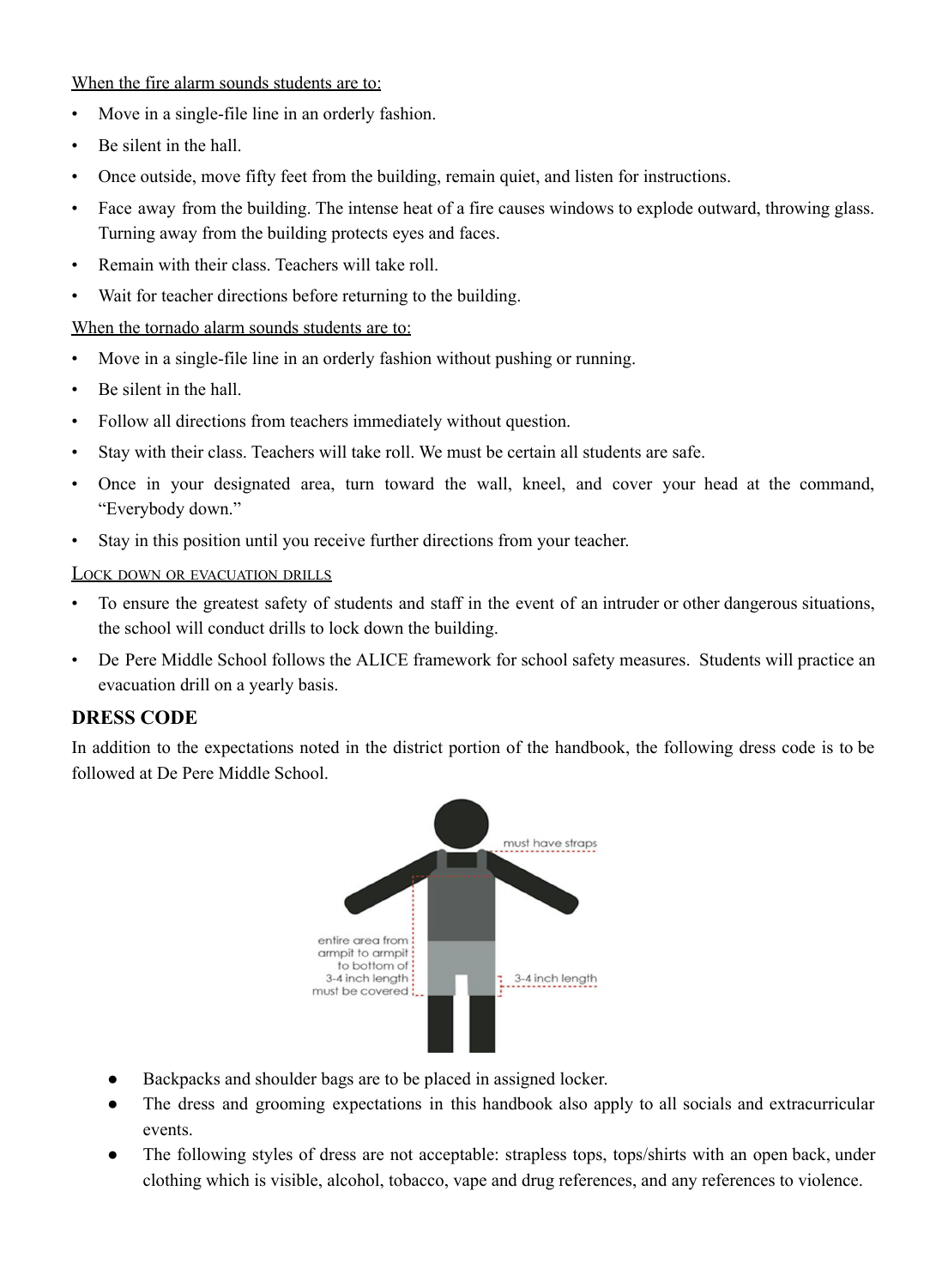When the fire alarm sounds students are to:

- Move in a single-file line in an orderly fashion.
- Be silent in the hall.
- Once outside, move fifty feet from the building, remain quiet, and listen for instructions.
- Face away from the building. The intense heat of a fire causes windows to explode outward, throwing glass. Turning away from the building protects eyes and faces.
- Remain with their class. Teachers will take roll.
- Wait for teacher directions before returning to the building.

When the tornado alarm sounds students are to:

- Move in a single-file line in an orderly fashion without pushing or running.
- Be silent in the hall.
- Follow all directions from teachers immediately without question.
- Stay with their class. Teachers will take roll. We must be certain all students are safe.
- Once in your designated area, turn toward the wall, kneel, and cover your head at the command, "Everybody down."
- Stay in this position until you receive further directions from your teacher.

LOCK DOWN OR EVACUATION DRILLS

- To ensure the greatest safety of students and staff in the event of an intruder or other dangerous situations, the school will conduct drills to lock down the building.
- De Pere Middle School follows the ALICE framework for school safety measures. Students will practice an evacuation drill on a yearly basis.

## DRESS CODE

In addition to the expectations noted in the district portion of the handbook, the following dress code is to be followed at De Pere Middle School.

must have straps

entire area from armpit to armpit to bottom of 3-4 inch length must be covered

3-4 inch length

- Backpacks and shoulder bags are to be placed in assigned locker.
- The dress and grooming expectations in this handbook also apply to all socials and extracurricular events.
- The following styles of dress are not acceptable: strapless tops, tops/shirts with an open back, under clothing which is visible, alcohol, tobacco, vape and drug references, and any references to violence.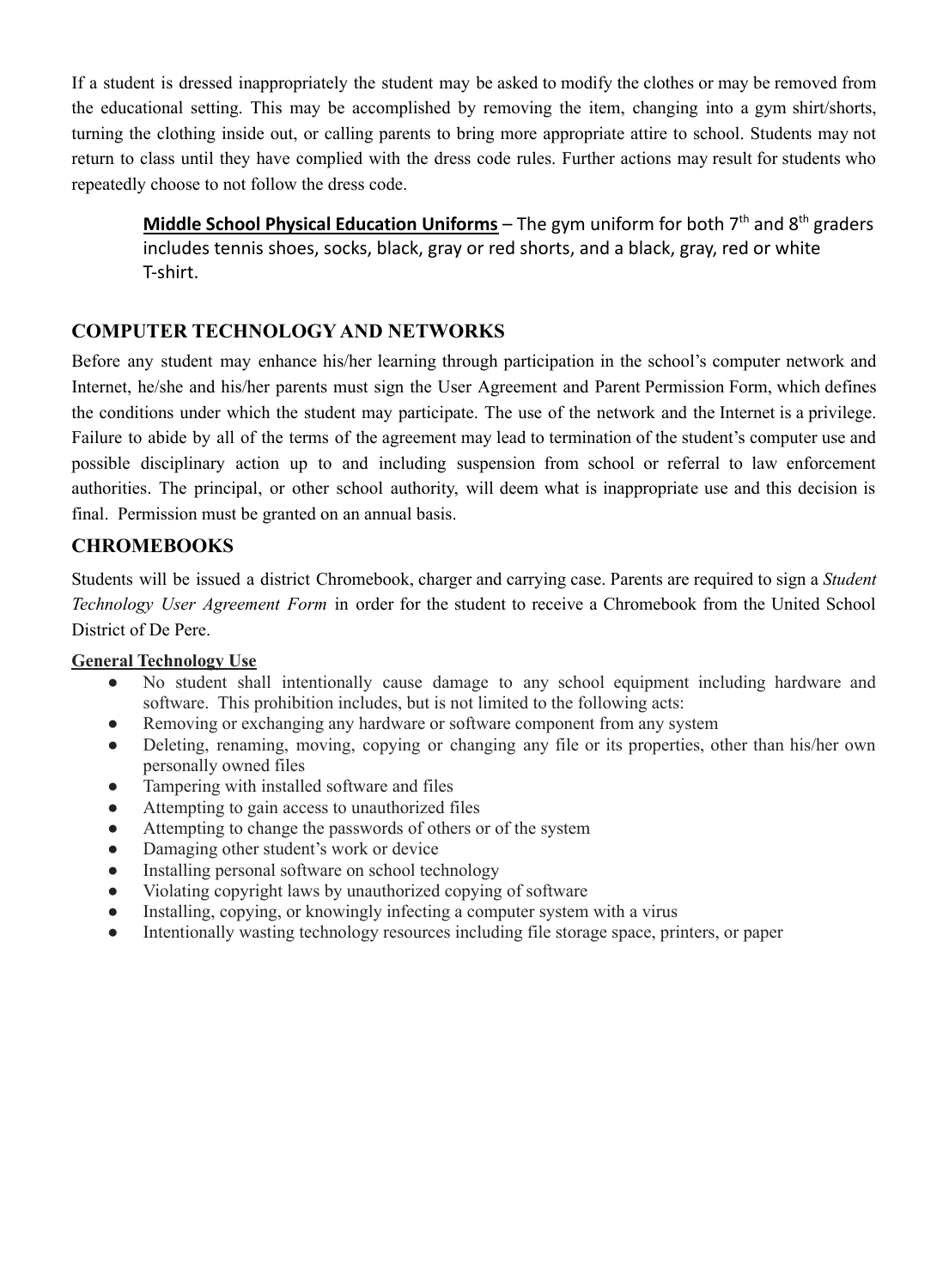If a student is dressed inappropriately the student may be asked to modify the clothes or may be removed from the educational setting. This may be accomplished by removing the item, changing into a gym shirt/shorts, turning the clothing inside out, or calling parents to bring more appropriate attire to school. Students may not return to class until they have complied with the dress code rules. Further actions may result for students who repeatedly choose to not follow the dress code.

> **Middle School Physical Education Uniforms** – The gym uniform for both 7th and 8th graders includes tennis shoes, socks, black, gray or red shorts, and a black, gray, red or white T-shirt.

## COMPUTER TECHNOLOGY AND NETWORKS

Before any student may enhance his/her learning through participation in the school's computer network and Internet, he/she and his/her parents must sign the User Agreement and Parent Permission Form, which defines the conditions under which the student may participate. The use of the network and the Internet is a privilege. Failure to abide by all of the terms of the agreement may lead to termination of the student's computer use and possible disciplinary action up to and including suspension from school or referral to law enforcement authorities. The principal, or other school authority, will deem what is inappropriate use and this decision is final. Permission must be granted on an annual basis.

## CHROMEBOOKS

Students will be issued a district Chromebook, charger and carrying case. Parents are required to sign a *Student Technology User Agreement Form* in order for the student to receive a Chromebook from the United School District of De Pere.

**General Technology Use**

- No student shall intentionally cause damage to any school equipment including hardware and software. This prohibition includes, but is not limited to the following acts:
- Removing or exchanging any hardware or software component from any system
- Deleting, renaming, moving, copying or changing any file or its properties, other than his/her own personally owned files
- Tampering with installed software and files
- Attempting to gain access to unauthorized files
- Attempting to change the passwords of others or of the system
- Damaging other student's work or device
- Installing personal software on school technology
- Violating copyright laws by unauthorized copying of software
- Installing, copying, or knowingly infecting a computer system with a virus
- Intentionally wasting technology resources including file storage space, printers, or paper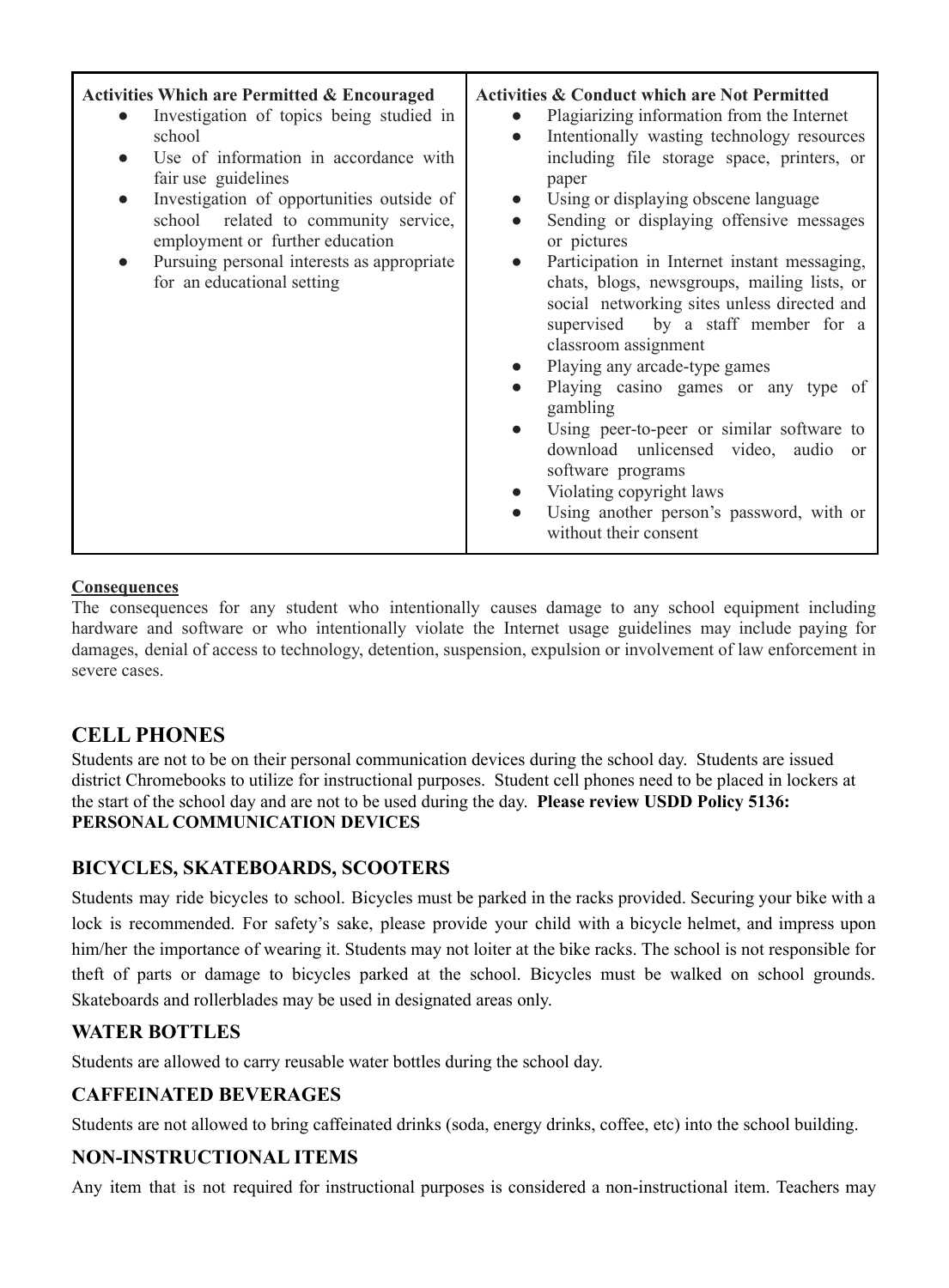| Activities Which are Permitted & Encouraged | Activities & Conduct which are Not Permitted |
| --- | --- |
| • Investigation of topics being studied in school<br>• Use of information in accordance with fair use guidelines<br>• Investigation of opportunities outside of school related to community service, employment or further education<br>• Pursuing personal interests as appropriate for an educational setting | • Plagiarizing information from the Internet<br>• Intentionally wasting technology resources including file storage space, printers, or paper<br>• Using or displaying obscene language<br>• Sending or displaying offensive messages or pictures<br>• Participation in Internet instant messaging, chats, blogs, newsgroups, mailing lists, or social networking sites unless directed and supervised by a staff member for a classroom assignment<br>• Playing any arcade-type games<br>• Playing casino games or any type of gambling<br>• Using peer-to-peer or similar software to download unlicensed video, audio or software programs<br>• Violating copyright laws<br>• Using another person's password, with or without their consent |

**Consequences**

The consequences for any student who intentionally causes damage to any school equipment including hardware and software or who intentionally violate the Internet usage guidelines may include paying for damages, denial of access to technology, detention, suspension, expulsion or involvement of law enforcement in severe cases.

## CELL PHONES

Students are not to be on their personal communication devices during the school day. Students are issued district Chromebooks to utilize for instructional purposes. Student cell phones need to be placed in lockers at the start of the school day and are not to be used during the day. **Please review USDD Policy 5136: PERSONAL COMMUNICATION DEVICES**

### BICYCLES, SKATEBOARDS, SCOOTERS

Students may ride bicycles to school. Bicycles must be parked in the racks provided. Securing your bike with a lock is recommended. For safety's sake, please provide your child with a bicycle helmet, and impress upon him/her the importance of wearing it. Students may not loiter at the bike racks. The school is not responsible for theft of parts or damage to bicycles parked at the school. Bicycles must be walked on school grounds. Skateboards and rollerblades may be used in designated areas only.

### WATER BOTTLES

Students are allowed to carry reusable water bottles during the school day.

### CAFFEINATED BEVERAGES

Students are not allowed to bring caffeinated drinks (soda, energy drinks, coffee, etc) into the school building.

### NON-INSTRUCTIONAL ITEMS

Any item that is not required for instructional purposes is considered a non-instructional item. Teachers may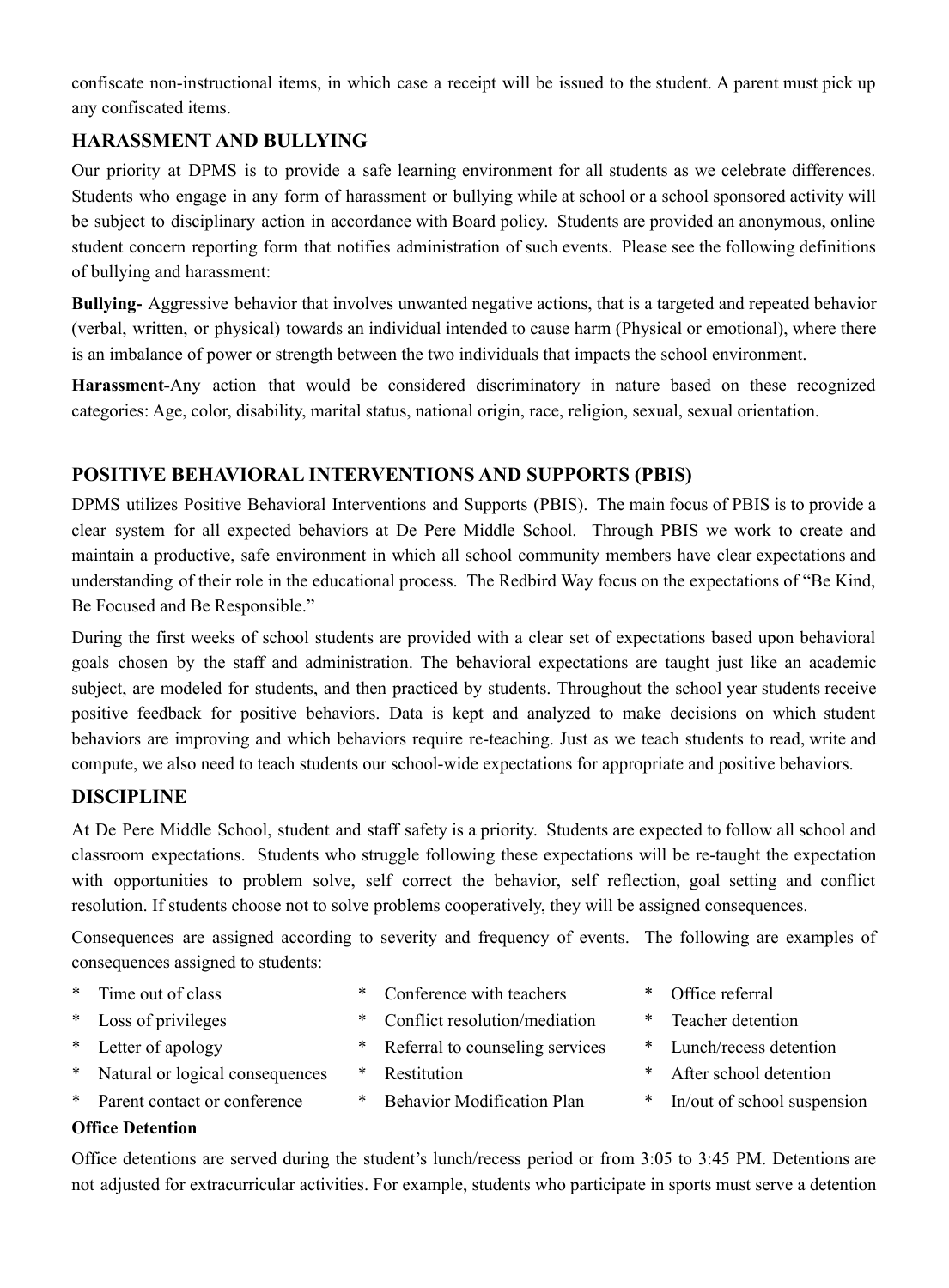confiscate non-instructional items, in which case a receipt will be issued to the student. A parent must pick up any confiscated items.

## HARASSMENT AND BULLYING

Our priority at DPMS is to provide a safe learning environment for all students as we celebrate differences. Students who engage in any form of harassment or bullying while at school or a school sponsored activity will be subject to disciplinary action in accordance with Board policy. Students are provided an anonymous, online student concern reporting form that notifies administration of such events. Please see the following definitions of bullying and harassment:

**Bullying-** Aggressive behavior that involves unwanted negative actions, that is a targeted and repeated behavior (verbal, written, or physical) towards an individual intended to cause harm (Physical or emotional), where there is an imbalance of power or strength between the two individuals that impacts the school environment.

**Harassment-**Any action that would be considered discriminatory in nature based on these recognized categories: Age, color, disability, marital status, national origin, race, religion, sexual, sexual orientation.

## POSITIVE BEHAVIORAL INTERVENTIONS AND SUPPORTS (PBIS)

DPMS utilizes Positive Behavioral Interventions and Supports (PBIS). The main focus of PBIS is to provide a clear system for all expected behaviors at De Pere Middle School. Through PBIS we work to create and maintain a productive, safe environment in which all school community members have clear expectations and understanding of their role in the educational process. The Redbird Way focus on the expectations of "Be Kind, Be Focused and Be Responsible."

During the first weeks of school students are provided with a clear set of expectations based upon behavioral goals chosen by the staff and administration. The behavioral expectations are taught just like an academic subject, are modeled for students, and then practiced by students. Throughout the school year students receive positive feedback for positive behaviors. Data is kept and analyzed to make decisions on which student behaviors are improving and which behaviors require re-teaching. Just as we teach students to read, write and compute, we also need to teach students our school-wide expectations for appropriate and positive behaviors.

## DISCIPLINE

At De Pere Middle School, student and staff safety is a priority. Students are expected to follow all school and classroom expectations. Students who struggle following these expectations will be re-taught the expectation with opportunities to problem solve, self correct the behavior, self reflection, goal setting and conflict resolution. If students choose not to solve problems cooperatively, they will be assigned consequences.

Consequences are assigned according to severity and frequency of events. The following are examples of consequences assigned to students:

* Time out of class
* Loss of privileges
* Letter of apology
* Natural or logical consequences
* Parent contact or conference
* Conference with teachers
* Conflict resolution/mediation
* Referral to counseling services
* Restitution
* Behavior Modification Plan
* Office referral
* Teacher detention
* Lunch/recess detention
* After school detention
* In/out of school suspension

### Office Detention

Office detentions are served during the student's lunch/recess period or from 3:05 to 3:45 PM. Detentions are not adjusted for extracurricular activities. For example, students who participate in sports must serve a detention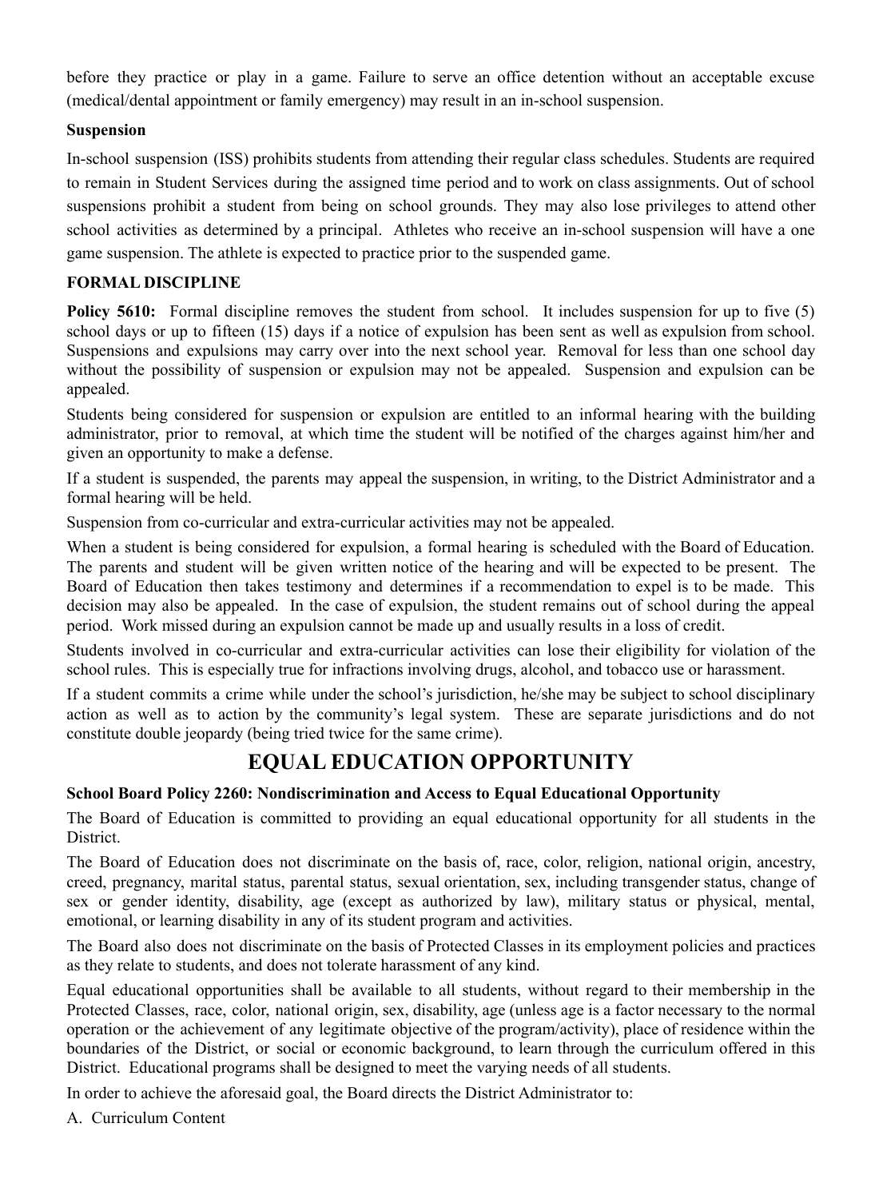before they practice or play in a game. Failure to serve an office detention without an acceptable excuse (medical/dental appointment or family emergency) may result in an in-school suspension.

**Suspension**

In-school suspension (ISS) prohibits students from attending their regular class schedules. Students are required to remain in Student Services during the assigned time period and to work on class assignments. Out of school suspensions prohibit a student from being on school grounds. They may also lose privileges to attend other school activities as determined by a principal. Athletes who receive an in-school suspension will have a one game suspension. The athlete is expected to practice prior to the suspended game.

**FORMAL DISCIPLINE**

**Policy 5610:** Formal discipline removes the student from school. It includes suspension for up to five (5) school days or up to fifteen (15) days if a notice of expulsion has been sent as well as expulsion from school. Suspensions and expulsions may carry over into the next school year. Removal for less than one school day without the possibility of suspension or expulsion may not be appealed. Suspension and expulsion can be appealed.

Students being considered for suspension or expulsion are entitled to an informal hearing with the building administrator, prior to removal, at which time the student will be notified of the charges against him/her and given an opportunity to make a defense.

If a student is suspended, the parents may appeal the suspension, in writing, to the District Administrator and a formal hearing will be held.

Suspension from co-curricular and extra-curricular activities may not be appealed.

When a student is being considered for expulsion, a formal hearing is scheduled with the Board of Education. The parents and student will be given written notice of the hearing and will be expected to be present. The Board of Education then takes testimony and determines if a recommendation to expel is to be made. This decision may also be appealed. In the case of expulsion, the student remains out of school during the appeal period. Work missed during an expulsion cannot be made up and usually results in a loss of credit.

Students involved in co-curricular and extra-curricular activities can lose their eligibility for violation of the school rules. This is especially true for infractions involving drugs, alcohol, and tobacco use or harassment.

If a student commits a crime while under the school's jurisdiction, he/she may be subject to school disciplinary action as well as to action by the community's legal system. These are separate jurisdictions and do not constitute double jeopardy (being tried twice for the same crime).

## EQUAL EDUCATION OPPORTUNITY

**School Board Policy 2260: Nondiscrimination and Access to Equal Educational Opportunity**

The Board of Education is committed to providing an equal educational opportunity for all students in the District.

The Board of Education does not discriminate on the basis of, race, color, religion, national origin, ancestry, creed, pregnancy, marital status, parental status, sexual orientation, sex, including transgender status, change of sex or gender identity, disability, age (except as authorized by law), military status or physical, mental, emotional, or learning disability in any of its student program and activities.

The Board also does not discriminate on the basis of Protected Classes in its employment policies and practices as they relate to students, and does not tolerate harassment of any kind.

Equal educational opportunities shall be available to all students, without regard to their membership in the Protected Classes, race, color, national origin, sex, disability, age (unless age is a factor necessary to the normal operation or the achievement of any legitimate objective of the program/activity), place of residence within the boundaries of the District, or social or economic background, to learn through the curriculum offered in this District. Educational programs shall be designed to meet the varying needs of all students.

In order to achieve the aforesaid goal, the Board directs the District Administrator to:

A. Curriculum Content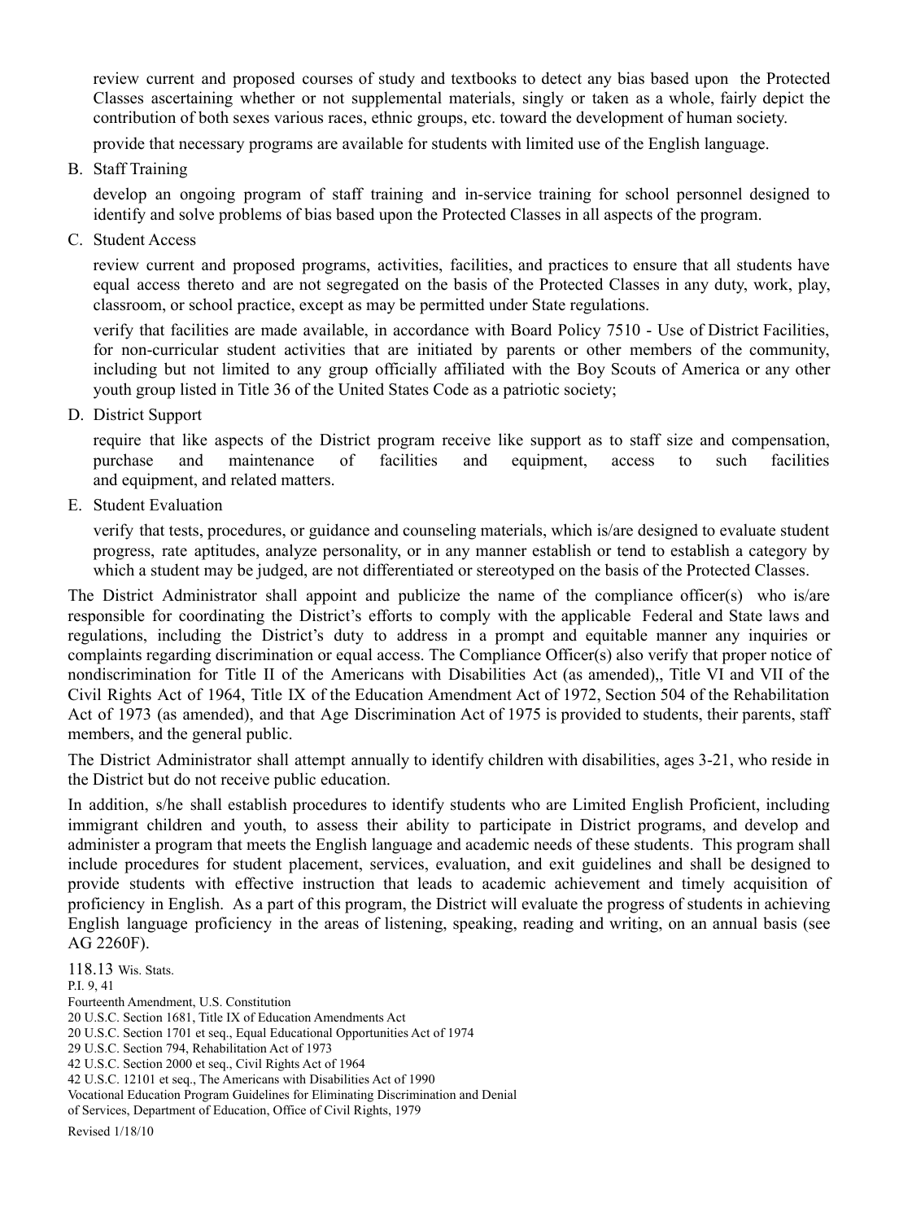review current and proposed courses of study and textbooks to detect any bias based upon the Protected Classes ascertaining whether or not supplemental materials, singly or taken as a whole, fairly depict the contribution of both sexes various races, ethnic groups, etc. toward the development of human society.

provide that necessary programs are available for students with limited use of the English language.

B. Staff Training

develop an ongoing program of staff training and in-service training for school personnel designed to identify and solve problems of bias based upon the Protected Classes in all aspects of the program.

C. Student Access

review current and proposed programs, activities, facilities, and practices to ensure that all students have equal access thereto and are not segregated on the basis of the Protected Classes in any duty, work, play, classroom, or school practice, except as may be permitted under State regulations.

verify that facilities are made available, in accordance with Board Policy 7510 - Use of District Facilities, for non-curricular student activities that are initiated by parents or other members of the community, including but not limited to any group officially affiliated with the Boy Scouts of America or any other youth group listed in Title 36 of the United States Code as a patriotic society;

D. District Support

require that like aspects of the District program receive like support as to staff size and compensation, purchase and maintenance of facilities and equipment, access to such facilities and equipment, and related matters.

E. Student Evaluation

verify that tests, procedures, or guidance and counseling materials, which is/are designed to evaluate student progress, rate aptitudes, analyze personality, or in any manner establish or tend to establish a category by which a student may be judged, are not differentiated or stereotyped on the basis of the Protected Classes.

The District Administrator shall appoint and publicize the name of the compliance officer(s) who is/are responsible for coordinating the District's efforts to comply with the applicable Federal and State laws and regulations, including the District's duty to address in a prompt and equitable manner any inquiries or complaints regarding discrimination or equal access. The Compliance Officer(s) also verify that proper notice of nondiscrimination for Title II of the Americans with Disabilities Act (as amended),, Title VI and VII of the Civil Rights Act of 1964, Title IX of the Education Amendment Act of 1972, Section 504 of the Rehabilitation Act of 1973 (as amended), and that Age Discrimination Act of 1975 is provided to students, their parents, staff members, and the general public.

The District Administrator shall attempt annually to identify children with disabilities, ages 3-21, who reside in the District but do not receive public education.

In addition, s/he shall establish procedures to identify students who are Limited English Proficient, including immigrant children and youth, to assess their ability to participate in District programs, and develop and administer a program that meets the English language and academic needs of these students. This program shall include procedures for student placement, services, evaluation, and exit guidelines and shall be designed to provide students with effective instruction that leads to academic achievement and timely acquisition of proficiency in English. As a part of this program, the District will evaluate the progress of students in achieving English language proficiency in the areas of listening, speaking, reading and writing, on an annual basis (see AG 2260F).

118.13 Wis. Stats.
P.I. 9, 41
Fourteenth Amendment, U.S. Constitution
20 U.S.C. Section 1681, Title IX of Education Amendments Act
20 U.S.C. Section 1701 et seq., Equal Educational Opportunities Act of 1974
29 U.S.C. Section 794, Rehabilitation Act of 1973
42 U.S.C. Section 2000 et seq., Civil Rights Act of 1964
42 U.S.C. 12101 et seq., The Americans with Disabilities Act of 1990
Vocational Education Program Guidelines for Eliminating Discrimination and Denial of Services, Department of Education, Office of Civil Rights, 1979

Revised 1/18/10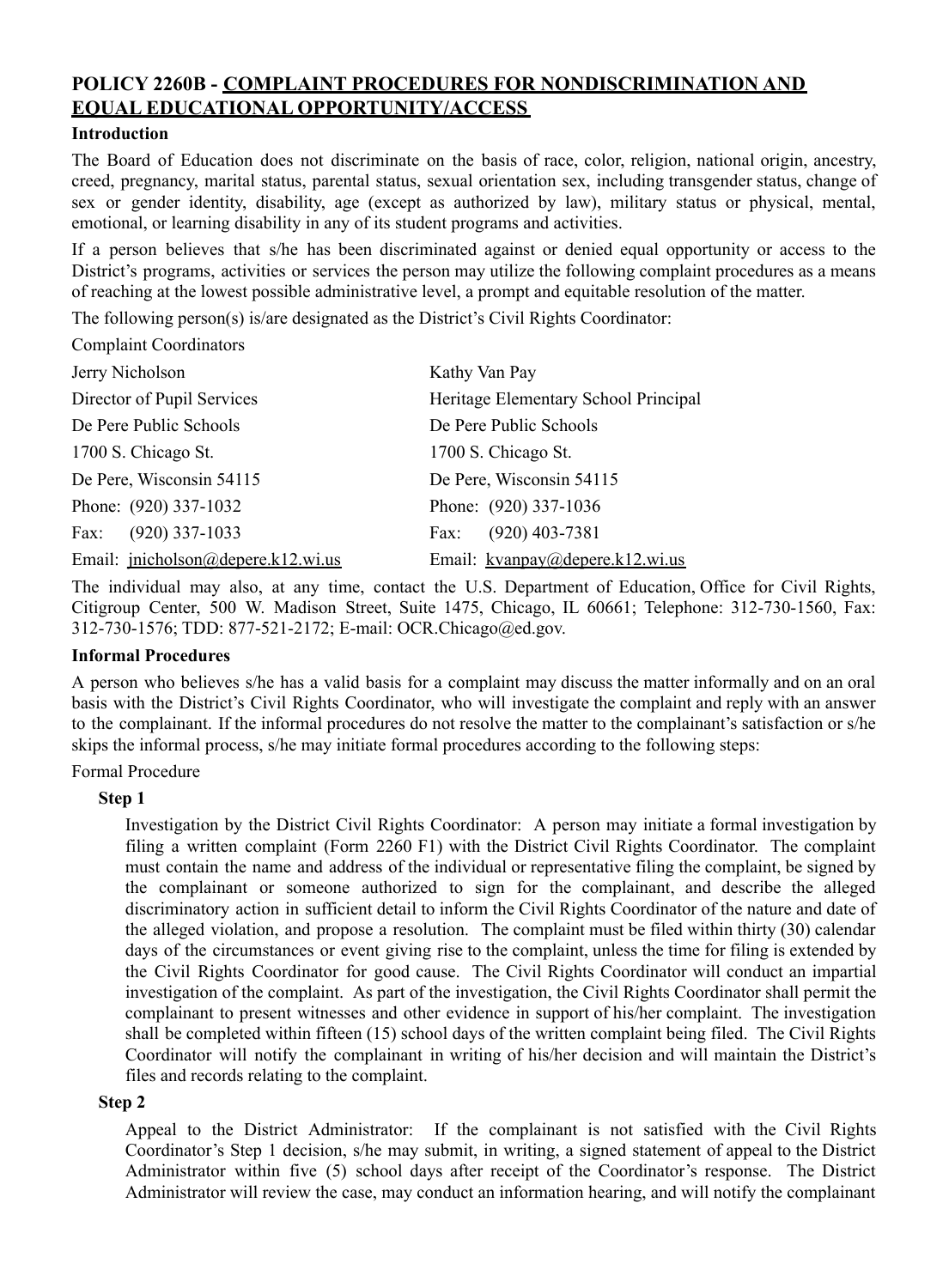## POLICY 2260B - COMPLAINT PROCEDURES FOR NONDISCRIMINATION AND EQUAL EDUCATIONAL OPPORTUNITY/ACCESS

**Introduction**

The Board of Education does not discriminate on the basis of race, color, religion, national origin, ancestry, creed, pregnancy, marital status, parental status, sexual orientation sex, including transgender status, change of sex or gender identity, disability, age (except as authorized by law), military status or physical, mental, emotional, or learning disability in any of its student programs and activities.

If a person believes that s/he has been discriminated against or denied equal opportunity or access to the District's programs, activities or services the person may utilize the following complaint procedures as a means of reaching at the lowest possible administrative level, a prompt and equitable resolution of the matter.

The following person(s) is/are designated as the District's Civil Rights Coordinator:

Complaint Coordinators

| | |
|---|---|
| Jerry Nicholson | Kathy Van Pay |
| Director of Pupil Services | Heritage Elementary School Principal |
| De Pere Public Schools | De Pere Public Schools |
| 1700 S. Chicago St. | 1700 S. Chicago St. |
| De Pere, Wisconsin 54115 | De Pere, Wisconsin 54115 |
| Phone: (920) 337-1032 | Phone: (920) 337-1036 |
| Fax: (920) 337-1033 | Fax: (920) 403-7381 |
| Email: jnicholson@depere.k12.wi.us | Email: kvanpay@depere.k12.wi.us |

The individual may also, at any time, contact the U.S. Department of Education, Office for Civil Rights, Citigroup Center, 500 W. Madison Street, Suite 1475, Chicago, IL 60661; Telephone: 312-730-1560, Fax: 312-730-1576; TDD: 877-521-2172; E-mail: OCR.Chicago@ed.gov.

**Informal Procedures**

A person who believes s/he has a valid basis for a complaint may discuss the matter informally and on an oral basis with the District's Civil Rights Coordinator, who will investigate the complaint and reply with an answer to the complainant. If the informal procedures do not resolve the matter to the complainant's satisfaction or s/he skips the informal process, s/he may initiate formal procedures according to the following steps:

Formal Procedure

**Step 1**

Investigation by the District Civil Rights Coordinator: A person may initiate a formal investigation by filing a written complaint (Form 2260 F1) with the District Civil Rights Coordinator. The complaint must contain the name and address of the individual or representative filing the complaint, be signed by the complainant or someone authorized to sign for the complainant, and describe the alleged discriminatory action in sufficient detail to inform the Civil Rights Coordinator of the nature and date of the alleged violation, and propose a resolution. The complaint must be filed within thirty (30) calendar days of the circumstances or event giving rise to the complaint, unless the time for filing is extended by the Civil Rights Coordinator for good cause. The Civil Rights Coordinator will conduct an impartial investigation of the complaint. As part of the investigation, the Civil Rights Coordinator shall permit the complainant to present witnesses and other evidence in support of his/her complaint. The investigation shall be completed within fifteen (15) school days of the written complaint being filed. The Civil Rights Coordinator will notify the complainant in writing of his/her decision and will maintain the District's files and records relating to the complaint.

**Step 2**

Appeal to the District Administrator: If the complainant is not satisfied with the Civil Rights Coordinator's Step 1 decision, s/he may submit, in writing, a signed statement of appeal to the District Administrator within five (5) school days after receipt of the Coordinator's response. The District Administrator will review the case, may conduct an information hearing, and will notify the complainant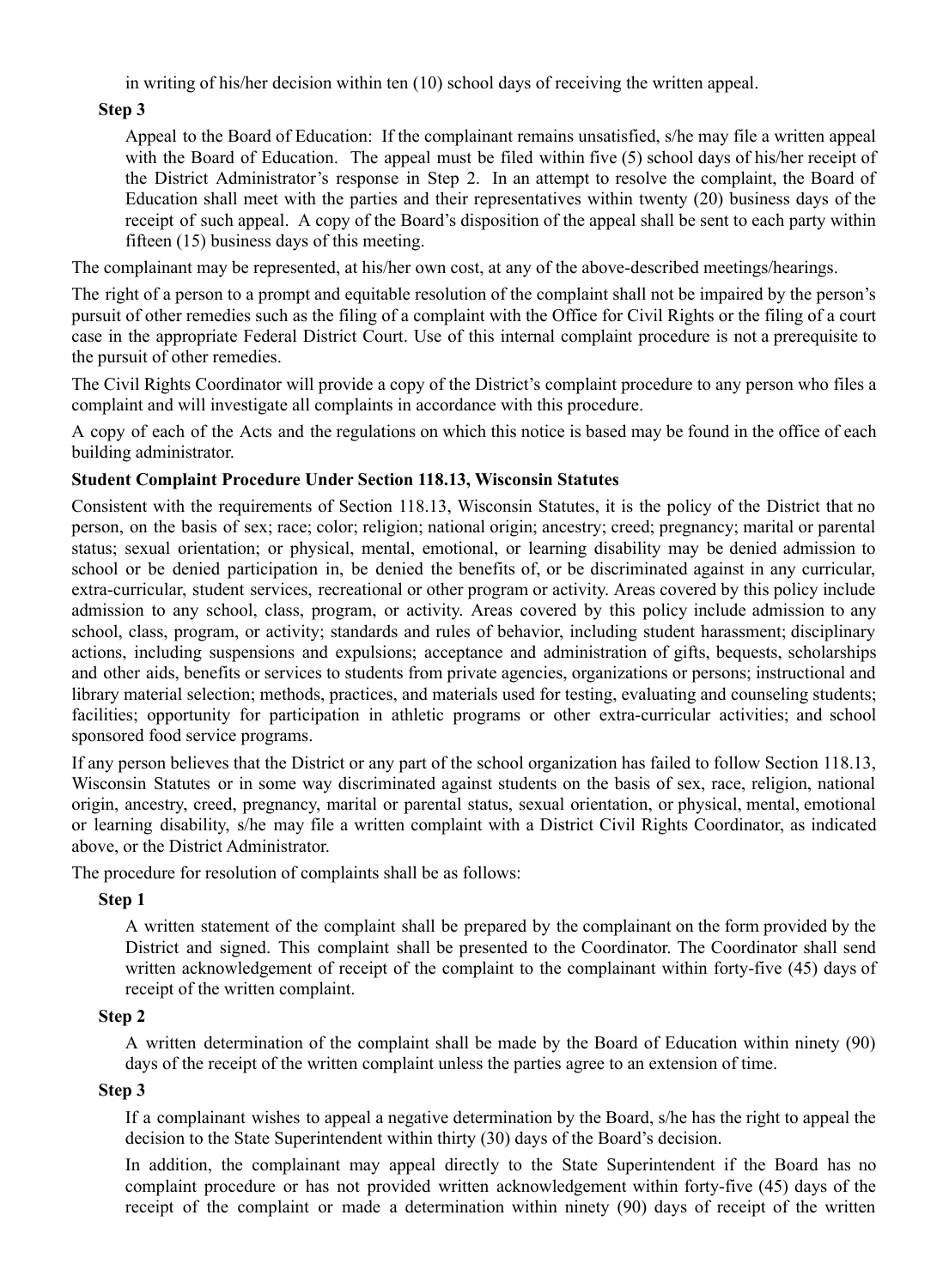in writing of his/her decision within ten (10) school days of receiving the written appeal.

**Step 3**

Appeal to the Board of Education: If the complainant remains unsatisfied, s/he may file a written appeal with the Board of Education. The appeal must be filed within five (5) school days of his/her receipt of the District Administrator's response in Step 2. In an attempt to resolve the complaint, the Board of Education shall meet with the parties and their representatives within twenty (20) business days of the receipt of such appeal. A copy of the Board's disposition of the appeal shall be sent to each party within fifteen (15) business days of this meeting.

The complainant may be represented, at his/her own cost, at any of the above-described meetings/hearings.

The right of a person to a prompt and equitable resolution of the complaint shall not be impaired by the person's pursuit of other remedies such as the filing of a complaint with the Office for Civil Rights or the filing of a court case in the appropriate Federal District Court. Use of this internal complaint procedure is not a prerequisite to the pursuit of other remedies.

The Civil Rights Coordinator will provide a copy of the District's complaint procedure to any person who files a complaint and will investigate all complaints in accordance with this procedure.

A copy of each of the Acts and the regulations on which this notice is based may be found in the office of each building administrator.

**Student Complaint Procedure Under Section 118.13, Wisconsin Statutes**

Consistent with the requirements of Section 118.13, Wisconsin Statutes, it is the policy of the District that no person, on the basis of sex; race; color; religion; national origin; ancestry; creed; pregnancy; marital or parental status; sexual orientation; or physical, mental, emotional, or learning disability may be denied admission to school or be denied participation in, be denied the benefits of, or be discriminated against in any curricular, extra-curricular, student services, recreational or other program or activity. Areas covered by this policy include admission to any school, class, program, or activity. Areas covered by this policy include admission to any school, class, program, or activity; standards and rules of behavior, including student harassment; disciplinary actions, including suspensions and expulsions; acceptance and administration of gifts, bequests, scholarships and other aids, benefits or services to students from private agencies, organizations or persons; instructional and library material selection; methods, practices, and materials used for testing, evaluating and counseling students; facilities; opportunity for participation in athletic programs or other extra-curricular activities; and school sponsored food service programs.

If any person believes that the District or any part of the school organization has failed to follow Section 118.13, Wisconsin Statutes or in some way discriminated against students on the basis of sex, race, religion, national origin, ancestry, creed, pregnancy, marital or parental status, sexual orientation, or physical, mental, emotional or learning disability, s/he may file a written complaint with a District Civil Rights Coordinator, as indicated above, or the District Administrator.

The procedure for resolution of complaints shall be as follows:

**Step 1**

A written statement of the complaint shall be prepared by the complainant on the form provided by the District and signed. This complaint shall be presented to the Coordinator. The Coordinator shall send written acknowledgement of receipt of the complaint to the complainant within forty-five (45) days of receipt of the written complaint.

**Step 2**

A written determination of the complaint shall be made by the Board of Education within ninety (90) days of the receipt of the written complaint unless the parties agree to an extension of time.

**Step 3**

If a complainant wishes to appeal a negative determination by the Board, s/he has the right to appeal the decision to the State Superintendent within thirty (30) days of the Board's decision.

In addition, the complainant may appeal directly to the State Superintendent if the Board has no complaint procedure or has not provided written acknowledgement within forty-five (45) days of the receipt of the complaint or made a determination within ninety (90) days of receipt of the written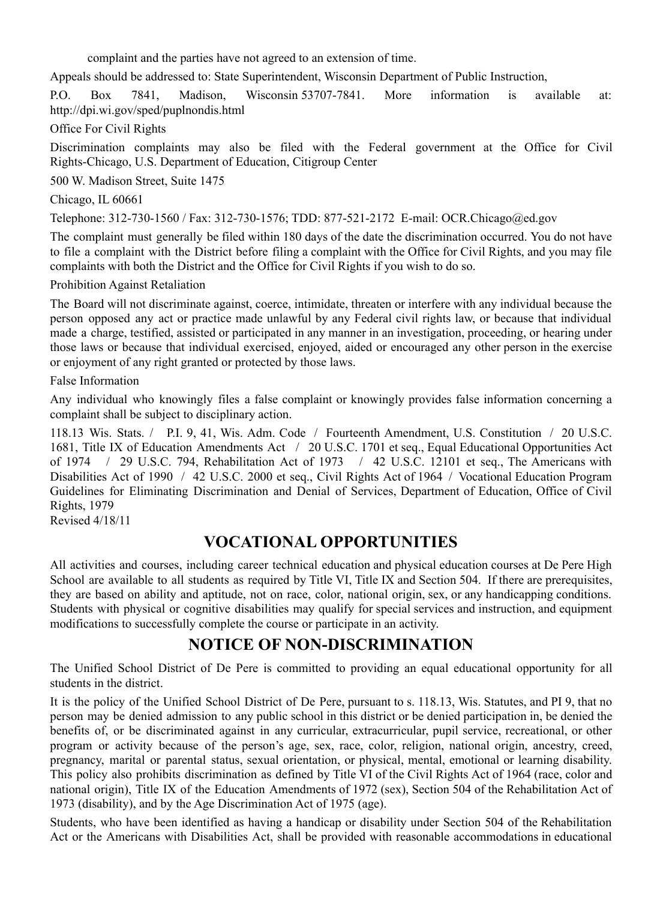complaint and the parties have not agreed to an extension of time.

Appeals should be addressed to: State Superintendent, Wisconsin Department of Public Instruction, P.O. Box 7841, Madison, Wisconsin 53707-7841. More information is available at: http://dpi.wi.gov/sped/puplnondis.html

Office For Civil Rights

Discrimination complaints may also be filed with the Federal government at the Office for Civil Rights-Chicago, U.S. Department of Education, Citigroup Center

500 W. Madison Street, Suite 1475

Chicago, IL 60661

Telephone: 312-730-1560 / Fax: 312-730-1576; TDD: 877-521-2172 E-mail: OCR.Chicago@ed.gov

The complaint must generally be filed within 180 days of the date the discrimination occurred. You do not have to file a complaint with the District before filing a complaint with the Office for Civil Rights, and you may file complaints with both the District and the Office for Civil Rights if you wish to do so.

Prohibition Against Retaliation

The Board will not discriminate against, coerce, intimidate, threaten or interfere with any individual because the person opposed any act or practice made unlawful by any Federal civil rights law, or because that individual made a charge, testified, assisted or participated in any manner in an investigation, proceeding, or hearing under those laws or because that individual exercised, enjoyed, aided or encouraged any other person in the exercise or enjoyment of any right granted or protected by those laws.

False Information

Any individual who knowingly files a false complaint or knowingly provides false information concerning a complaint shall be subject to disciplinary action.

118.13 Wis. Stats. / P.I. 9, 41, Wis. Adm. Code / Fourteenth Amendment, U.S. Constitution / 20 U.S.C. 1681, Title IX of Education Amendments Act / 20 U.S.C. 1701 et seq., Equal Educational Opportunities Act of 1974 / 29 U.S.C. 794, Rehabilitation Act of 1973 / 42 U.S.C. 12101 et seq., The Americans with Disabilities Act of 1990 / 42 U.S.C. 2000 et seq., Civil Rights Act of 1964 / Vocational Education Program Guidelines for Eliminating Discrimination and Denial of Services, Department of Education, Office of Civil Rights, 1979
Revised 4/18/11

## VOCATIONAL OPPORTUNITIES

All activities and courses, including career technical education and physical education courses at De Pere High School are available to all students as required by Title VI, Title IX and Section 504. If there are prerequisites, they are based on ability and aptitude, not on race, color, national origin, sex, or any handicapping conditions. Students with physical or cognitive disabilities may qualify for special services and instruction, and equipment modifications to successfully complete the course or participate in an activity.

## NOTICE OF NON-DISCRIMINATION

The Unified School District of De Pere is committed to providing an equal educational opportunity for all students in the district.

It is the policy of the Unified School District of De Pere, pursuant to s. 118.13, Wis. Statutes, and PI 9, that no person may be denied admission to any public school in this district or be denied participation in, be denied the benefits of, or be discriminated against in any curricular, extracurricular, pupil service, recreational, or other program or activity because of the person's age, sex, race, color, religion, national origin, ancestry, creed, pregnancy, marital or parental status, sexual orientation, or physical, mental, emotional or learning disability. This policy also prohibits discrimination as defined by Title VI of the Civil Rights Act of 1964 (race, color and national origin), Title IX of the Education Amendments of 1972 (sex), Section 504 of the Rehabilitation Act of 1973 (disability), and by the Age Discrimination Act of 1975 (age).

Students, who have been identified as having a handicap or disability under Section 504 of the Rehabilitation Act or the Americans with Disabilities Act, shall be provided with reasonable accommodations in educational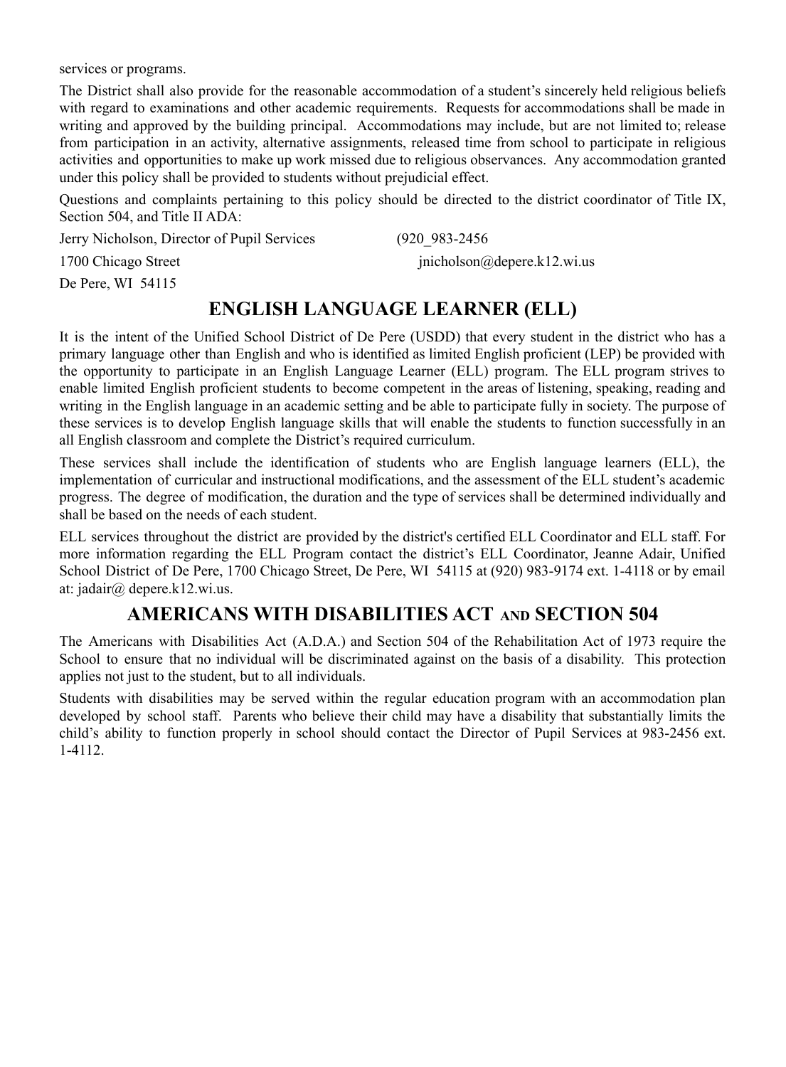services or programs.

The District shall also provide for the reasonable accommodation of a student's sincerely held religious beliefs with regard to examinations and other academic requirements. Requests for accommodations shall be made in writing and approved by the building principal. Accommodations may include, but are not limited to; release from participation in an activity, alternative assignments, released time from school to participate in religious activities and opportunities to make up work missed due to religious observances. Any accommodation granted under this policy shall be provided to students without prejudicial effect.

Questions and complaints pertaining to this policy should be directed to the district coordinator of Title IX, Section 504, and Title II ADA:

Jerry Nicholson, Director of Pupil Services (920_983-2456

1700 Chicago Street jnicholson@depere.k12.wi.us

De Pere, WI 54115

## ENGLISH LANGUAGE LEARNER (ELL)

It is the intent of the Unified School District of De Pere (USDD) that every student in the district who has a primary language other than English and who is identified as limited English proficient (LEP) be provided with the opportunity to participate in an English Language Learner (ELL) program. The ELL program strives to enable limited English proficient students to become competent in the areas of listening, speaking, reading and writing in the English language in an academic setting and be able to participate fully in society. The purpose of these services is to develop English language skills that will enable the students to function successfully in an all English classroom and complete the District's required curriculum.

These services shall include the identification of students who are English language learners (ELL), the implementation of curricular and instructional modifications, and the assessment of the ELL student's academic progress. The degree of modification, the duration and the type of services shall be determined individually and shall be based on the needs of each student.

ELL services throughout the district are provided by the district's certified ELL Coordinator and ELL staff. For more information regarding the ELL Program contact the district's ELL Coordinator, Jeanne Adair, Unified School District of De Pere, 1700 Chicago Street, De Pere, WI 54115 at (920) 983-9174 ext. 1-4118 or by email at: jadair@ depere.k12.wi.us.

## AMERICANS WITH DISABILITIES ACT AND SECTION 504

The Americans with Disabilities Act (A.D.A.) and Section 504 of the Rehabilitation Act of 1973 require the School to ensure that no individual will be discriminated against on the basis of a disability. This protection applies not just to the student, but to all individuals.

Students with disabilities may be served within the regular education program with an accommodation plan developed by school staff. Parents who believe their child may have a disability that substantially limits the child's ability to function properly in school should contact the Director of Pupil Services at 983-2456 ext. 1-4112.